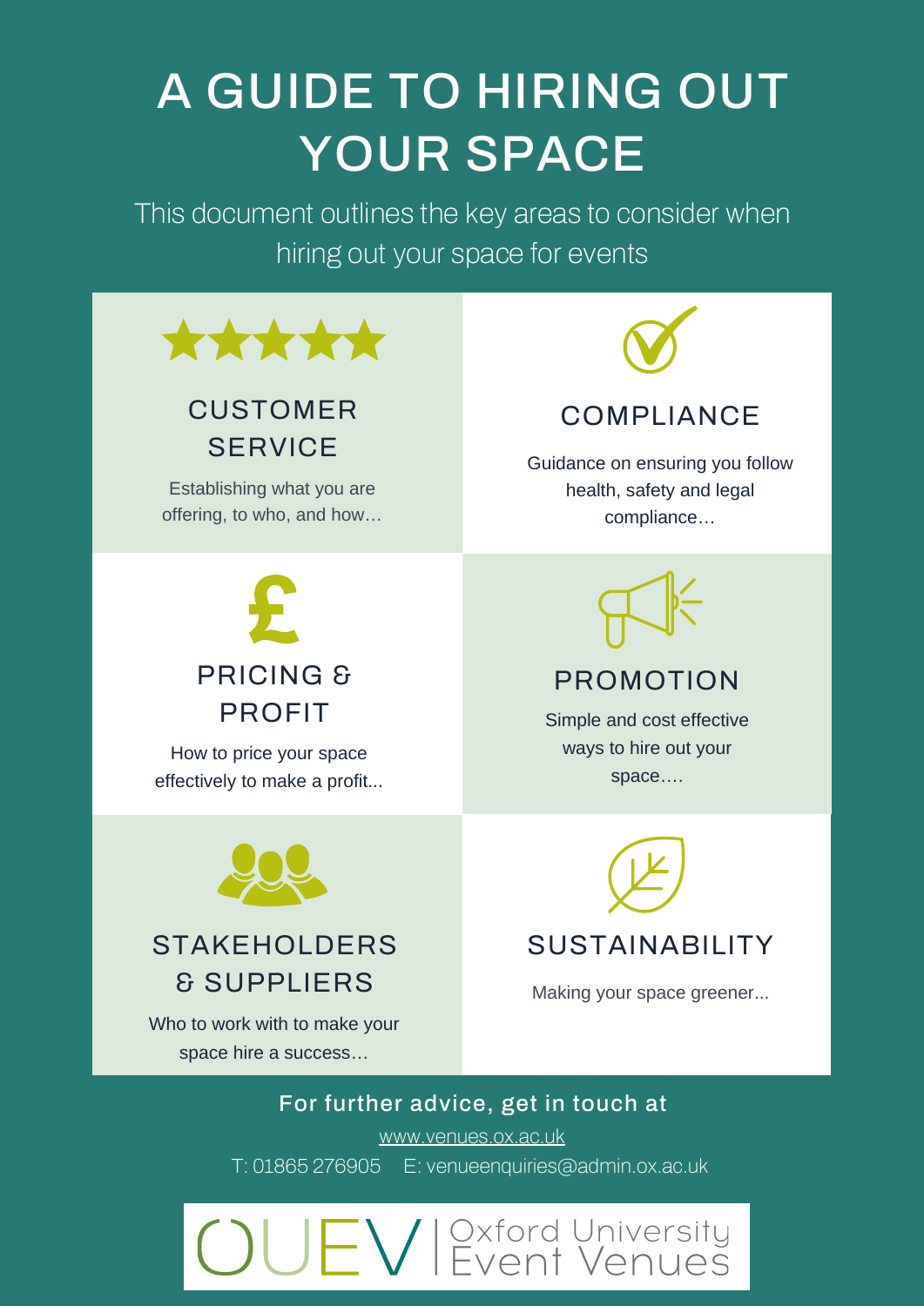# A GUIDE TO HIRING OUT YOUR SPACE

This document outlines the key areas to consider when hiring out your space for events

## CUSTOMER SERVICE

Establishing what you are offering, to who, and how…

## COMPLIANCE

Guidance on ensuring you follow health, safety and legal compliance…

## PRICING & PROFIT

How to price your space effectively to make a profit...

## PROMOTION

Simple and cost effective ways to hire out your space….

## STAKEHOLDERS & SUPPLIERS

Who to work with to make your space hire a success…

## SUSTAINABILITY

Making your space greener...

**For further advice, get in touch at**

www.venues.ox.ac.uk

T: 01865 276905 E: venueenquiries@admin.ox.ac.uk

OUEV | Oxford University Event Venues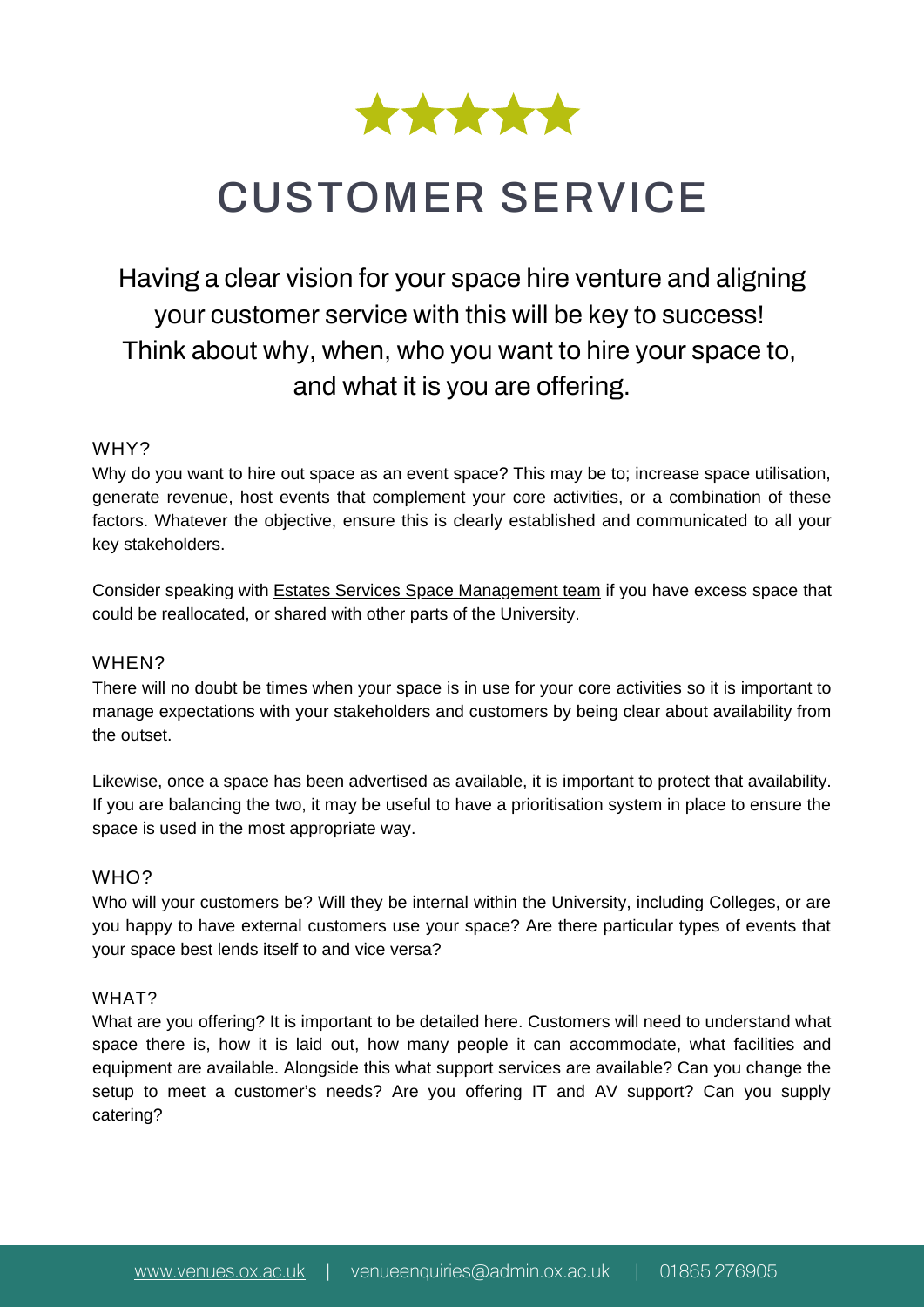# CUSTOMER SERVICE

Having a clear vision for your space hire venture and aligning your customer service with this will be key to success! Think about why, when, who you want to hire your space to, and what it is you are offering.

## WHY?

Why do you want to hire out space as an event space? This may be to; increase space utilisation, generate revenue, host events that complement your core activities, or a combination of these factors. Whatever the objective, ensure this is clearly established and communicated to all your key stakeholders.

Consider speaking with Estates Services Space Management team if you have excess space that could be reallocated, or shared with other parts of the University.

## WHEN?

There will no doubt be times when your space is in use for your core activities so it is important to manage expectations with your stakeholders and customers by being clear about availability from the outset.

Likewise, once a space has been advertised as available, it is important to protect that availability. If you are balancing the two, it may be useful to have a prioritisation system in place to ensure the space is used in the most appropriate way.

## WHO?

Who will your customers be? Will they be internal within the University, including Colleges, or are you happy to have external customers use your space? Are there particular types of events that your space best lends itself to and vice versa?

## WHAT?

What are you offering? It is important to be detailed here. Customers will need to understand what space there is, how it is laid out, how many people it can accommodate, what facilities and equipment are available. Alongside this what support services are available? Can you change the setup to meet a customer's needs? Are you offering IT and AV support? Can you supply catering?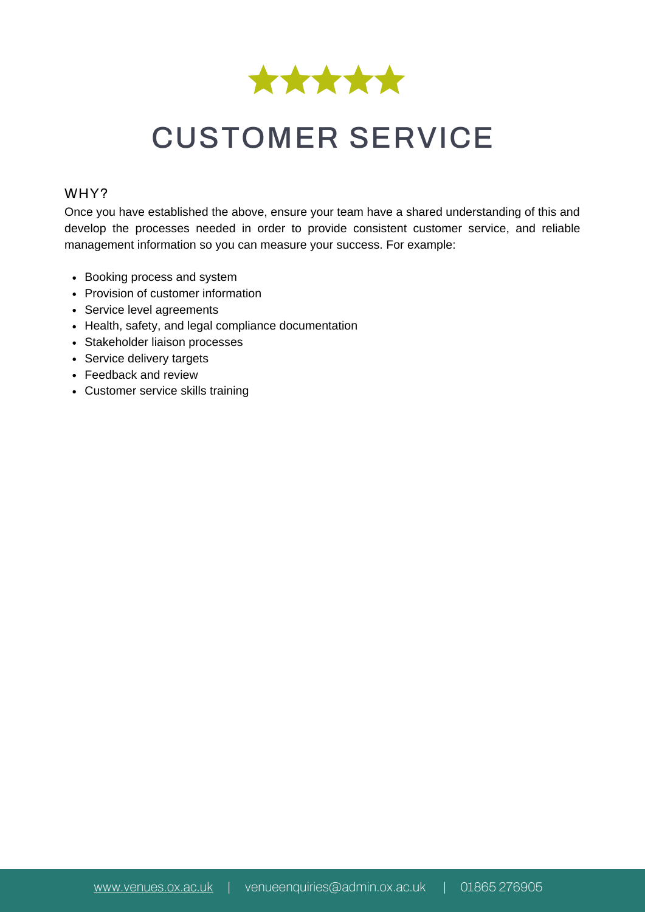# CUSTOMER SERVICE

## WHY?

Once you have established the above, ensure your team have a shared understanding of this and develop the processes needed in order to provide consistent customer service, and reliable management information so you can measure your success. For example:

- Booking process and system
- Provision of customer information
- Service level agreements
- Health, safety, and legal compliance documentation
- Stakeholder liaison processes
- Service delivery targets
- Feedback and review
- Customer service skills training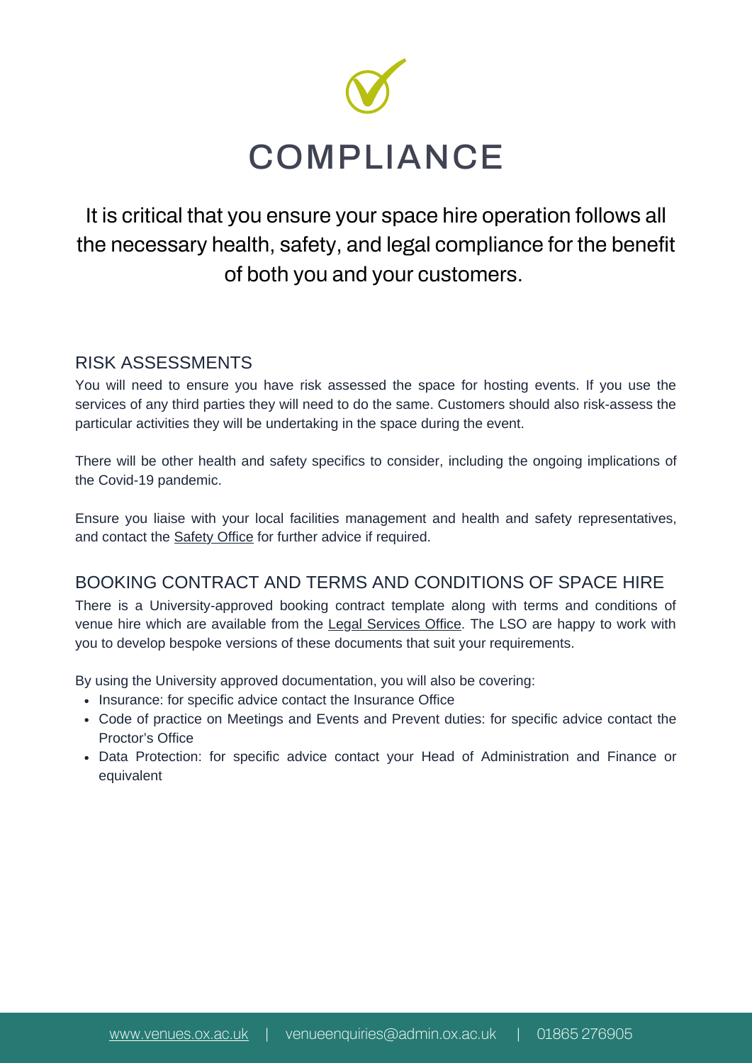# COMPLIANCE

It is critical that you ensure your space hire operation follows all the necessary health, safety, and legal compliance for the benefit of both you and your customers.

## RISK ASSESSMENTS

You will need to ensure you have risk assessed the space for hosting events. If you use the services of any third parties they will need to do the same. Customers should also risk-assess the particular activities they will be undertaking in the space during the event.

There will be other health and safety specifics to consider, including the ongoing implications of the Covid-19 pandemic.

Ensure you liaise with your local facilities management and health and safety representatives, and contact the Safety Office for further advice if required.

## BOOKING CONTRACT AND TERMS AND CONDITIONS OF SPACE HIRE

There is a University-approved booking contract template along with terms and conditions of venue hire which are available from the Legal Services Office. The LSO are happy to work with you to develop bespoke versions of these documents that suit your requirements.

By using the University approved documentation, you will also be covering:

- Insurance: for specific advice contact the Insurance Office
- Code of practice on Meetings and Events and Prevent duties: for specific advice contact the Proctor's Office
- Data Protection: for specific advice contact your Head of Administration and Finance or equivalent

www.venues.ox.ac.uk | venueenquiries@admin.ox.ac.uk | 01865 276905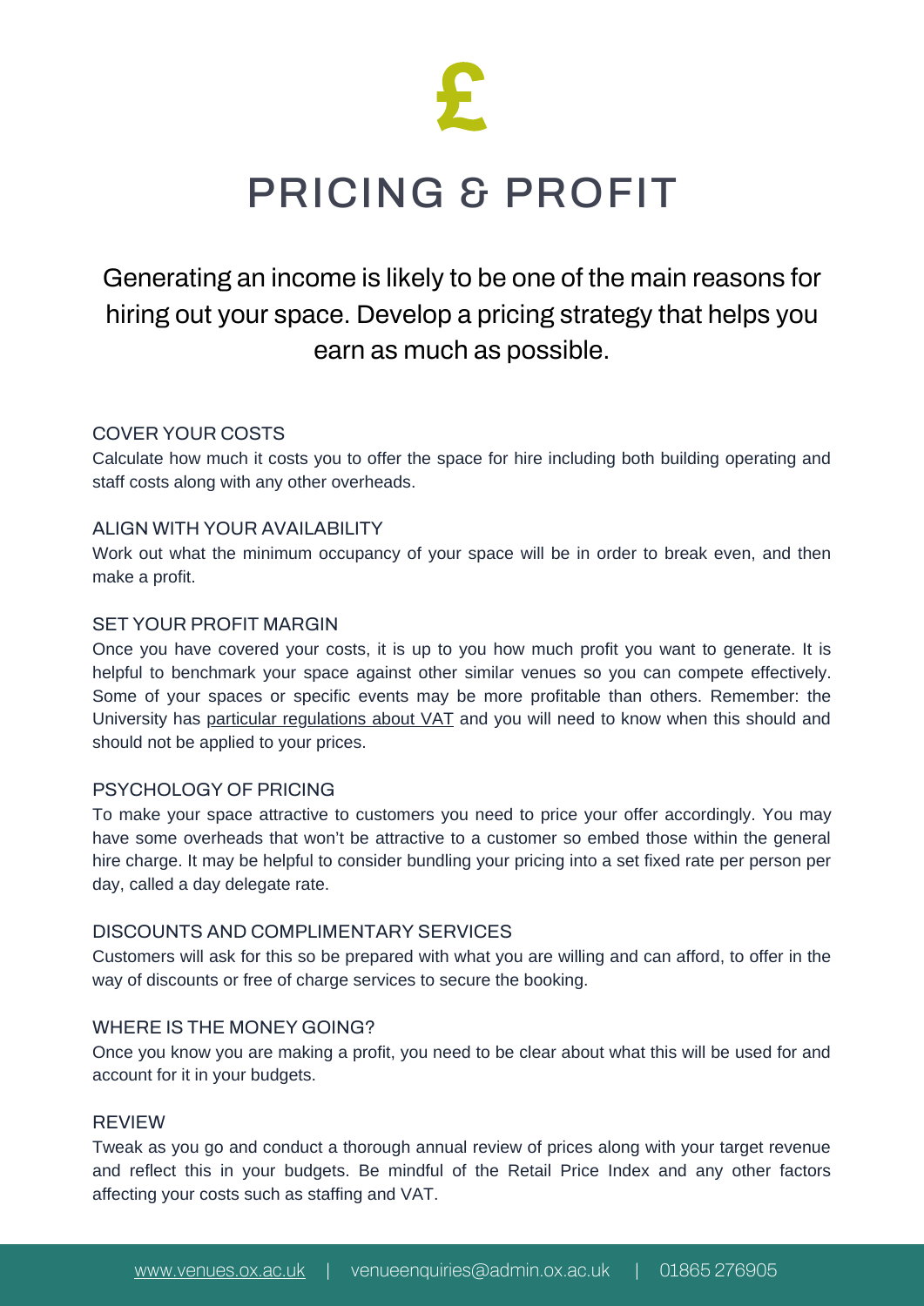£

# PRICING & PROFIT

Generating an income is likely to be one of the main reasons for hiring out your space. Develop a pricing strategy that helps you earn as much as possible.

### COVER YOUR COSTS

Calculate how much it costs you to offer the space for hire including both building operating and staff costs along with any other overheads.

### ALIGN WITH YOUR AVAILABILITY

Work out what the minimum occupancy of your space will be in order to break even, and then make a profit.

### SET YOUR PROFIT MARGIN

Once you have covered your costs, it is up to you how much profit you want to generate. It is helpful to benchmark your space against other similar venues so you can compete effectively. Some of your spaces or specific events may be more profitable than others. Remember: the University has particular regulations about VAT and you will need to know when this should and should not be applied to your prices.

### PSYCHOLOGY OF PRICING

To make your space attractive to customers you need to price your offer accordingly. You may have some overheads that won't be attractive to a customer so embed those within the general hire charge. It may be helpful to consider bundling your pricing into a set fixed rate per person per day, called a day delegate rate.

### DISCOUNTS AND COMPLIMENTARY SERVICES

Customers will ask for this so be prepared with what you are willing and can afford, to offer in the way of discounts or free of charge services to secure the booking.

### WHERE IS THE MONEY GOING?

Once you know you are making a profit, you need to be clear about what this will be used for and account for it in your budgets.

### REVIEW

Tweak as you go and conduct a thorough annual review of prices along with your target revenue and reflect this in your budgets. Be mindful of the Retail Price Index and any other factors affecting your costs such as staffing and VAT.

www.venues.ox.ac.uk | venueenquiries@admin.ox.ac.uk | 01865 276905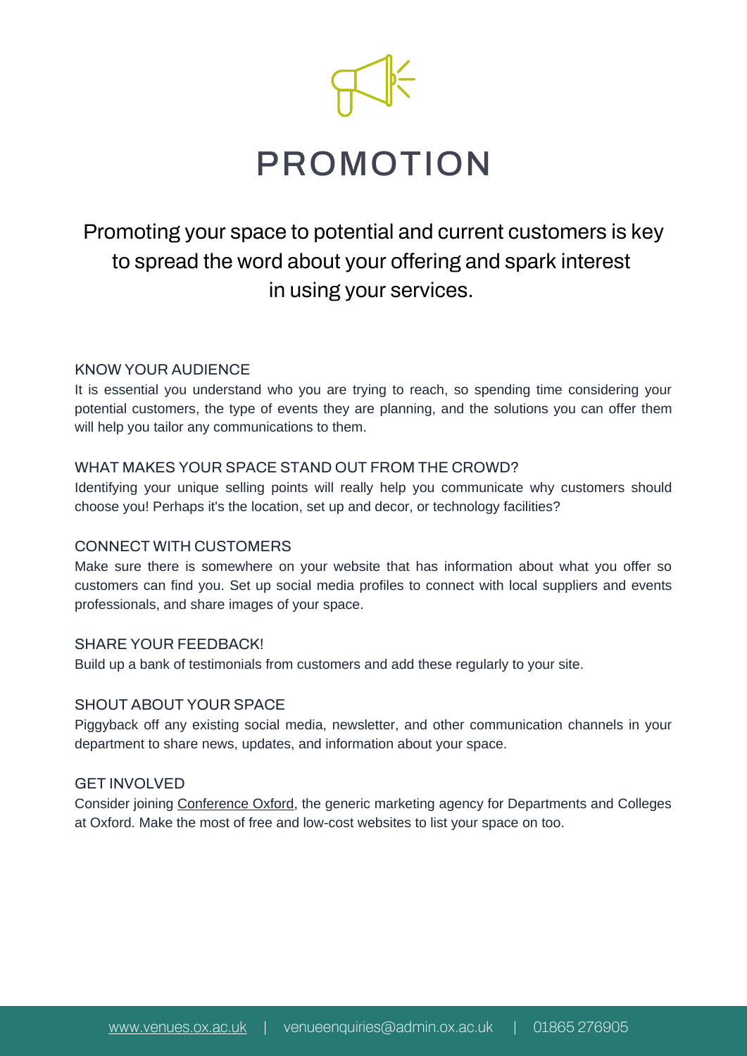# PROMOTION

Promoting your space to potential and current customers is key to spread the word about your offering and spark interest in using your services.

### KNOW YOUR AUDIENCE

It is essential you understand who you are trying to reach, so spending time considering your potential customers, the type of events they are planning, and the solutions you can offer them will help you tailor any communications to them.

### WHAT MAKES YOUR SPACE STAND OUT FROM THE CROWD?

Identifying your unique selling points will really help you communicate why customers should choose you! Perhaps it's the location, set up and decor, or technology facilities?

### CONNECT WITH CUSTOMERS

Make sure there is somewhere on your website that has information about what you offer so customers can find you. Set up social media profiles to connect with local suppliers and events professionals, and share images of your space.

### SHARE YOUR FEEDBACK!

Build up a bank of testimonials from customers and add these regularly to your site.

### SHOUT ABOUT YOUR SPACE

Piggyback off any existing social media, newsletter, and other communication channels in your department to share news, updates, and information about your space.

### GET INVOLVED

Consider joining Conference Oxford, the generic marketing agency for Departments and Colleges at Oxford. Make the most of free and low-cost websites to list your space on too.

www.venues.ox.ac.uk | venueenquiries@admin.ox.ac.uk | 01865 276905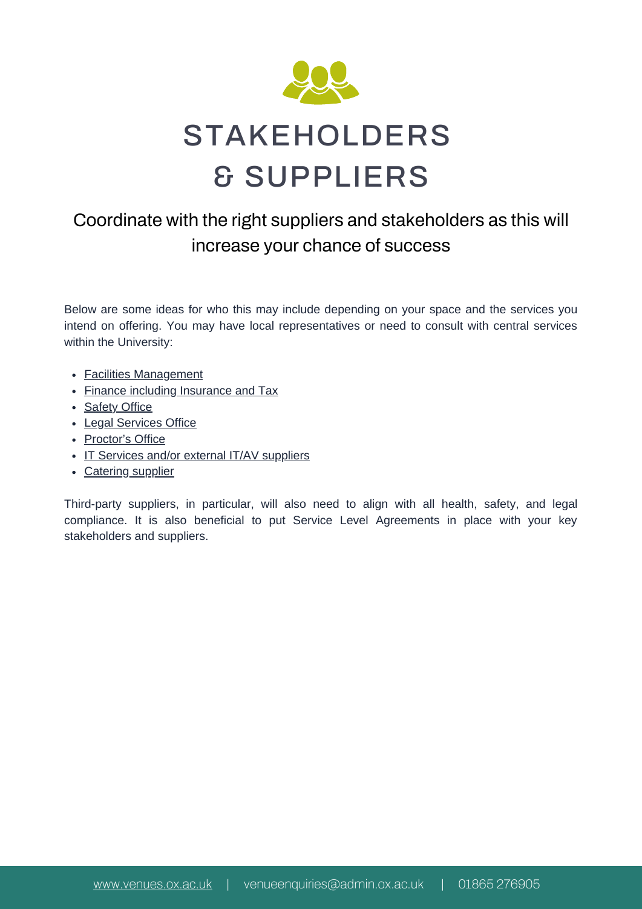# STAKEHOLDERS & SUPPLIERS

## Coordinate with the right suppliers and stakeholders as this will increase your chance of success

Below are some ideas for who this may include depending on your space and the services you intend on offering. You may have local representatives or need to consult with central services within the University:

- Facilities Management
- Finance including Insurance and Tax
- Safety Office
- Legal Services Office
- Proctor's Office
- IT Services and/or external IT/AV suppliers
- Catering supplier

Third-party suppliers, in particular, will also need to align with all health, safety, and legal compliance. It is also beneficial to put Service Level Agreements in place with your key stakeholders and suppliers.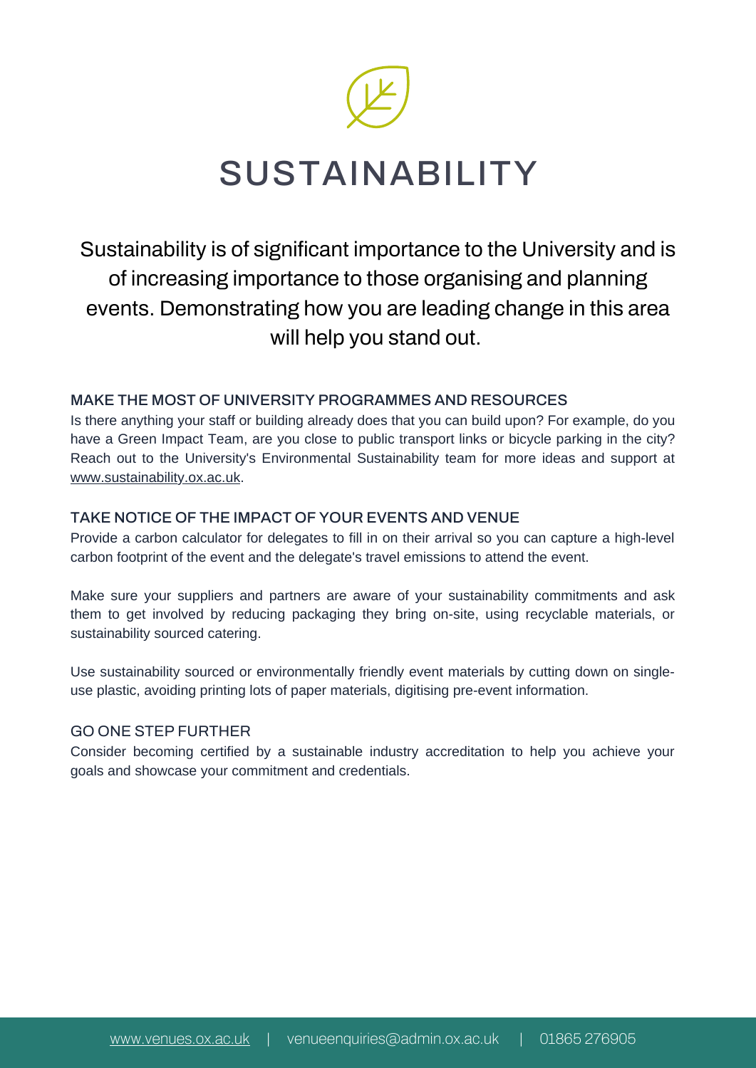# SUSTAINABILITY

Sustainability is of significant importance to the University and is of increasing importance to those organising and planning events. Demonstrating how you are leading change in this area will help you stand out.

### MAKE THE MOST OF UNIVERSITY PROGRAMMES AND RESOURCES

Is there anything your staff or building already does that you can build upon? For example, do you have a Green Impact Team, are you close to public transport links or bicycle parking in the city? Reach out to the University's Environmental Sustainability team for more ideas and support at www.sustainability.ox.ac.uk.

### TAKE NOTICE OF THE IMPACT OF YOUR EVENTS AND VENUE

Provide a carbon calculator for delegates to fill in on their arrival so you can capture a high-level carbon footprint of the event and the delegate's travel emissions to attend the event.

Make sure your suppliers and partners are aware of your sustainability commitments and ask them to get involved by reducing packaging they bring on-site, using recyclable materials, or sustainability sourced catering.

Use sustainability sourced or environmentally friendly event materials by cutting down on single-use plastic, avoiding printing lots of paper materials, digitising pre-event information.

### GO ONE STEP FURTHER

Consider becoming certified by a sustainable industry accreditation to help you achieve your goals and showcase your commitment and credentials.

www.venues.ox.ac.uk | venueenquiries@admin.ox.ac.uk | 01865 276905